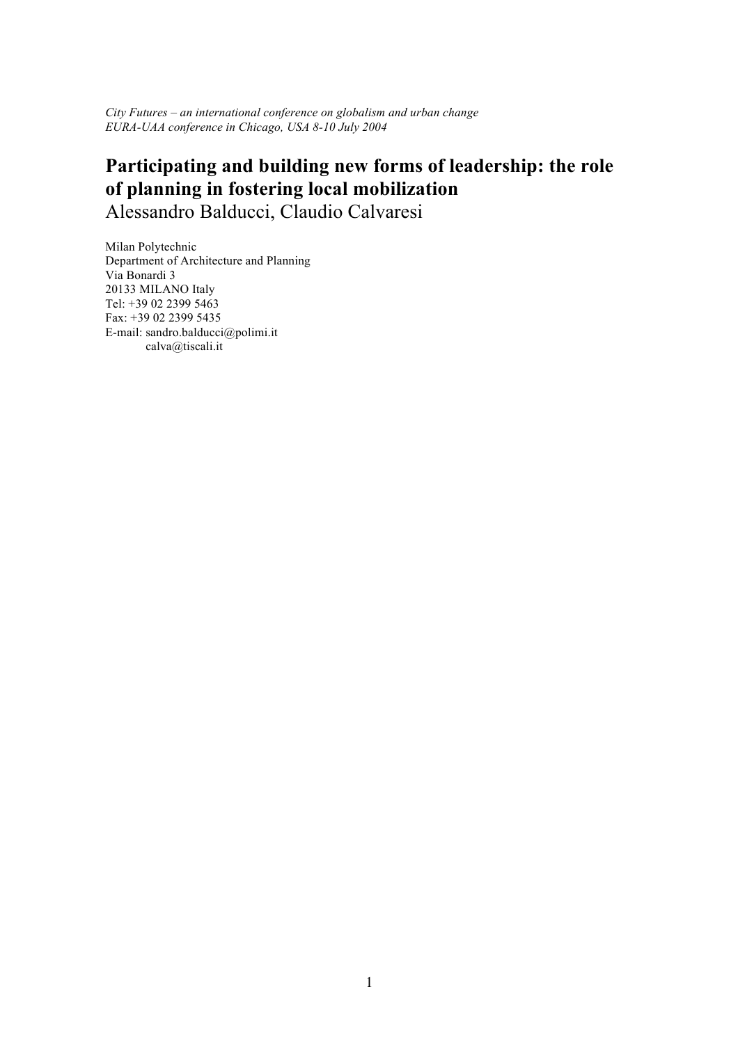*City Futures – an international conference on globalism and urban change*
*EURA-UAA conference in Chicago, USA 8-10 July 2004*

# Participating and building new forms of leadership: the role of planning in fostering local mobilization

Alessandro Balducci, Claudio Calvaresi

Milan Polytechnic
Department of Architecture and Planning
Via Bonardi 3
20133 MILANO Italy
Tel: +39 02 2399 5463
Fax: +39 02 2399 5435
E-mail: sandro.balducci@polimi.it
calva@tiscali.it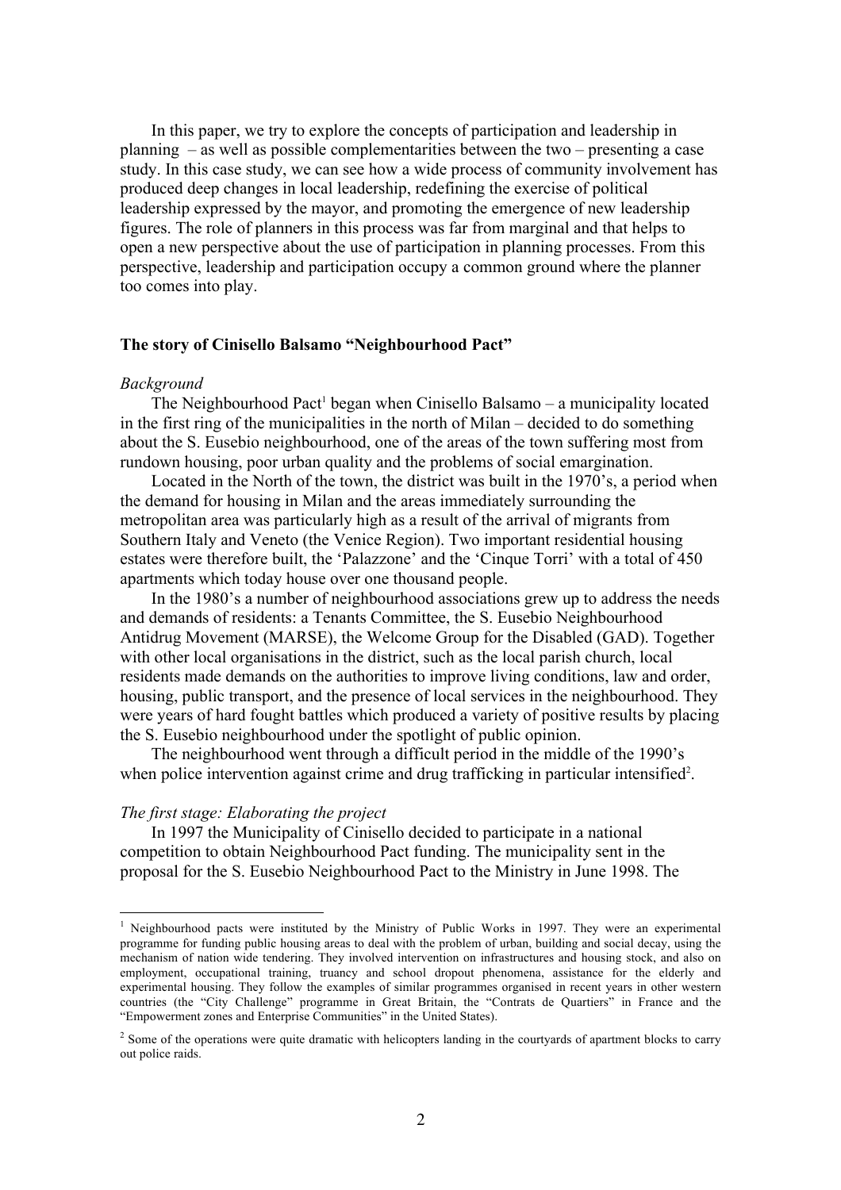In this paper, we try to explore the concepts of participation and leadership in planning – as well as possible complementarities between the two – presenting a case study. In this case study, we can see how a wide process of community involvement has produced deep changes in local leadership, redefining the exercise of political leadership expressed by the mayor, and promoting the emergence of new leadership figures. The role of planners in this process was far from marginal and that helps to open a new perspective about the use of participation in planning processes. From this perspective, leadership and participation occupy a common ground where the planner too comes into play.

## The story of Cinisello Balsamo "Neighbourhood Pact"

### *Background*

The Neighbourhood Pact[1] began when Cinisello Balsamo – a municipality located in the first ring of the municipalities in the north of Milan – decided to do something about the S. Eusebio neighbourhood, one of the areas of the town suffering most from rundown housing, poor urban quality and the problems of social emargination.

Located in the North of the town, the district was built in the 1970's, a period when the demand for housing in Milan and the areas immediately surrounding the metropolitan area was particularly high as a result of the arrival of migrants from Southern Italy and Veneto (the Venice Region). Two important residential housing estates were therefore built, the 'Palazzone' and the 'Cinque Torri' with a total of 450 apartments which today house over one thousand people.

In the 1980's a number of neighbourhood associations grew up to address the needs and demands of residents: a Tenants Committee, the S. Eusebio Neighbourhood Antidrug Movement (MARSE), the Welcome Group for the Disabled (GAD). Together with other local organisations in the district, such as the local parish church, local residents made demands on the authorities to improve living conditions, law and order, housing, public transport, and the presence of local services in the neighbourhood. They were years of hard fought battles which produced a variety of positive results by placing the S. Eusebio neighbourhood under the spotlight of public opinion.

The neighbourhood went through a difficult period in the middle of the 1990's when police intervention against crime and drug trafficking in particular intensified[2].

### *The first stage: Elaborating the project*

In 1997 the Municipality of Cinisello decided to participate in a national competition to obtain Neighbourhood Pact funding. The municipality sent in the proposal for the S. Eusebio Neighbourhood Pact to the Ministry in June 1998. The

---

[1] Neighbourhood pacts were instituted by the Ministry of Public Works in 1997. They were an experimental programme for funding public housing areas to deal with the problem of urban, building and social decay, using the mechanism of nation wide tendering. They involved intervention on infrastructures and housing stock, and also on employment, occupational training, truancy and school dropout phenomena, assistance for the elderly and experimental housing. They follow the examples of similar programmes organised in recent years in other western countries (the "City Challenge" programme in Great Britain, the "Contrats de Quartiers" in France and the "Empowerment zones and Enterprise Communities" in the United States).

[2] Some of the operations were quite dramatic with helicopters landing in the courtyards of apartment blocks to carry out police raids.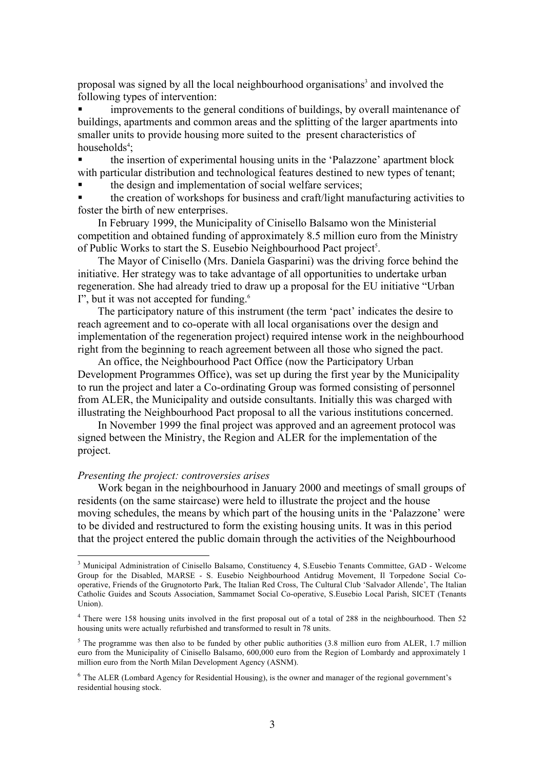proposal was signed by all the local neighbourhood organisations[3] and involved the following types of intervention:

- improvements to the general conditions of buildings, by overall maintenance of buildings, apartments and common areas and the splitting of the larger apartments into smaller units to provide housing more suited to the present characteristics of households[4];
- the insertion of experimental housing units in the 'Palazzone' apartment block with particular distribution and technological features destined to new types of tenant;
- the design and implementation of social welfare services;
- the creation of workshops for business and craft/light manufacturing activities to foster the birth of new enterprises.

In February 1999, the Municipality of Cinisello Balsamo won the Ministerial competition and obtained funding of approximately 8.5 million euro from the Ministry of Public Works to start the S. Eusebio Neighbourhood Pact project[5].

The Mayor of Cinisello (Mrs. Daniela Gasparini) was the driving force behind the initiative. Her strategy was to take advantage of all opportunities to undertake urban regeneration. She had already tried to draw up a proposal for the EU initiative "Urban I", but it was not accepted for funding.[6]

The participatory nature of this instrument (the term 'pact' indicates the desire to reach agreement and to co-operate with all local organisations over the design and implementation of the regeneration project) required intense work in the neighbourhood right from the beginning to reach agreement between all those who signed the pact.

An office, the Neighbourhood Pact Office (now the Participatory Urban Development Programmes Office), was set up during the first year by the Municipality to run the project and later a Co-ordinating Group was formed consisting of personnel from ALER, the Municipality and outside consultants. Initially this was charged with illustrating the Neighbourhood Pact proposal to all the various institutions concerned.

In November 1999 the final project was approved and an agreement protocol was signed between the Ministry, the Region and ALER for the implementation of the project.

*Presenting the project: controversies arises*

Work began in the neighbourhood in January 2000 and meetings of small groups of residents (on the same staircase) were held to illustrate the project and the house moving schedules, the means by which part of the housing units in the 'Palazzone' were to be divided and restructured to form the existing housing units. It was in this period that the project entered the public domain through the activities of the Neighbourhood

---

[3] Municipal Administration of Cinisello Balsamo, Constituency 4, S.Eusebio Tenants Committee, GAD - Welcome Group for the Disabled, MARSE - S. Eusebio Neighbourhood Antidrug Movement, Il Torpedone Social Co-operative, Friends of the Grugnotorto Park, The Italian Red Cross, The Cultural Club 'Salvador Allende', The Italian Catholic Guides and Scouts Association, Sammamet Social Co-operative, S.Eusebio Local Parish, SICET (Tenants Union).

[4] There were 158 housing units involved in the first proposal out of a total of 288 in the neighbourhood. Then 52 housing units were actually refurbished and transformed to result in 78 units.

[5] The programme was then also to be funded by other public authorities (3.8 million euro from ALER, 1.7 million euro from the Municipality of Cinisello Balsamo, 600,000 euro from the Region of Lombardy and approximately 1 million euro from the North Milan Development Agency (ASNM).

[6] The ALER (Lombard Agency for Residential Housing), is the owner and manager of the regional government's residential housing stock.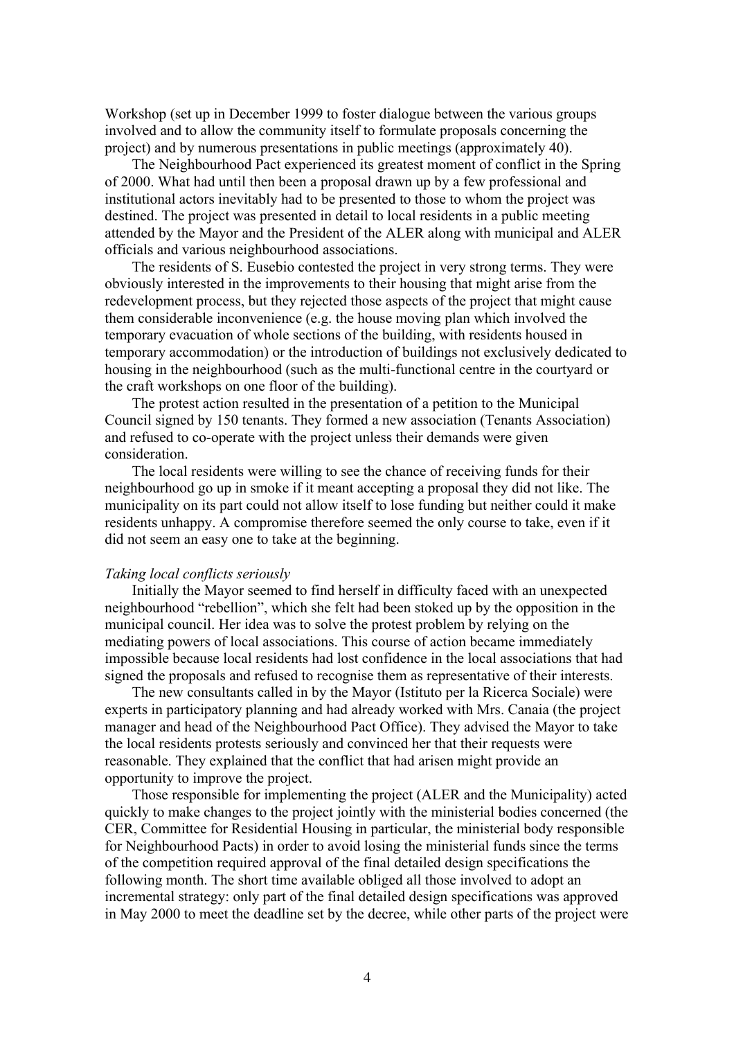Workshop (set up in December 1999 to foster dialogue between the various groups involved and to allow the community itself to formulate proposals concerning the project) and by numerous presentations in public meetings (approximately 40).

The Neighbourhood Pact experienced its greatest moment of conflict in the Spring of 2000. What had until then been a proposal drawn up by a few professional and institutional actors inevitably had to be presented to those to whom the project was destined. The project was presented in detail to local residents in a public meeting attended by the Mayor and the President of the ALER along with municipal and ALER officials and various neighbourhood associations.

The residents of S. Eusebio contested the project in very strong terms. They were obviously interested in the improvements to their housing that might arise from the redevelopment process, but they rejected those aspects of the project that might cause them considerable inconvenience (e.g. the house moving plan which involved the temporary evacuation of whole sections of the building, with residents housed in temporary accommodation) or the introduction of buildings not exclusively dedicated to housing in the neighbourhood (such as the multi-functional centre in the courtyard or the craft workshops on one floor of the building).

The protest action resulted in the presentation of a petition to the Municipal Council signed by 150 tenants. They formed a new association (Tenants Association) and refused to co-operate with the project unless their demands were given consideration.

The local residents were willing to see the chance of receiving funds for their neighbourhood go up in smoke if it meant accepting a proposal they did not like. The municipality on its part could not allow itself to lose funding but neither could it make residents unhappy. A compromise therefore seemed the only course to take, even if it did not seem an easy one to take at the beginning.

*Taking local conflicts seriously*

Initially the Mayor seemed to find herself in difficulty faced with an unexpected neighbourhood "rebellion", which she felt had been stoked up by the opposition in the municipal council. Her idea was to solve the protest problem by relying on the mediating powers of local associations. This course of action became immediately impossible because local residents had lost confidence in the local associations that had signed the proposals and refused to recognise them as representative of their interests.

The new consultants called in by the Mayor (Istituto per la Ricerca Sociale) were experts in participatory planning and had already worked with Mrs. Canaia (the project manager and head of the Neighbourhood Pact Office). They advised the Mayor to take the local residents protests seriously and convinced her that their requests were reasonable. They explained that the conflict that had arisen might provide an opportunity to improve the project.

Those responsible for implementing the project (ALER and the Municipality) acted quickly to make changes to the project jointly with the ministerial bodies concerned (the CER, Committee for Residential Housing in particular, the ministerial body responsible for Neighbourhood Pacts) in order to avoid losing the ministerial funds since the terms of the competition required approval of the final detailed design specifications the following month. The short time available obliged all those involved to adopt an incremental strategy: only part of the final detailed design specifications was approved in May 2000 to meet the deadline set by the decree, while other parts of the project were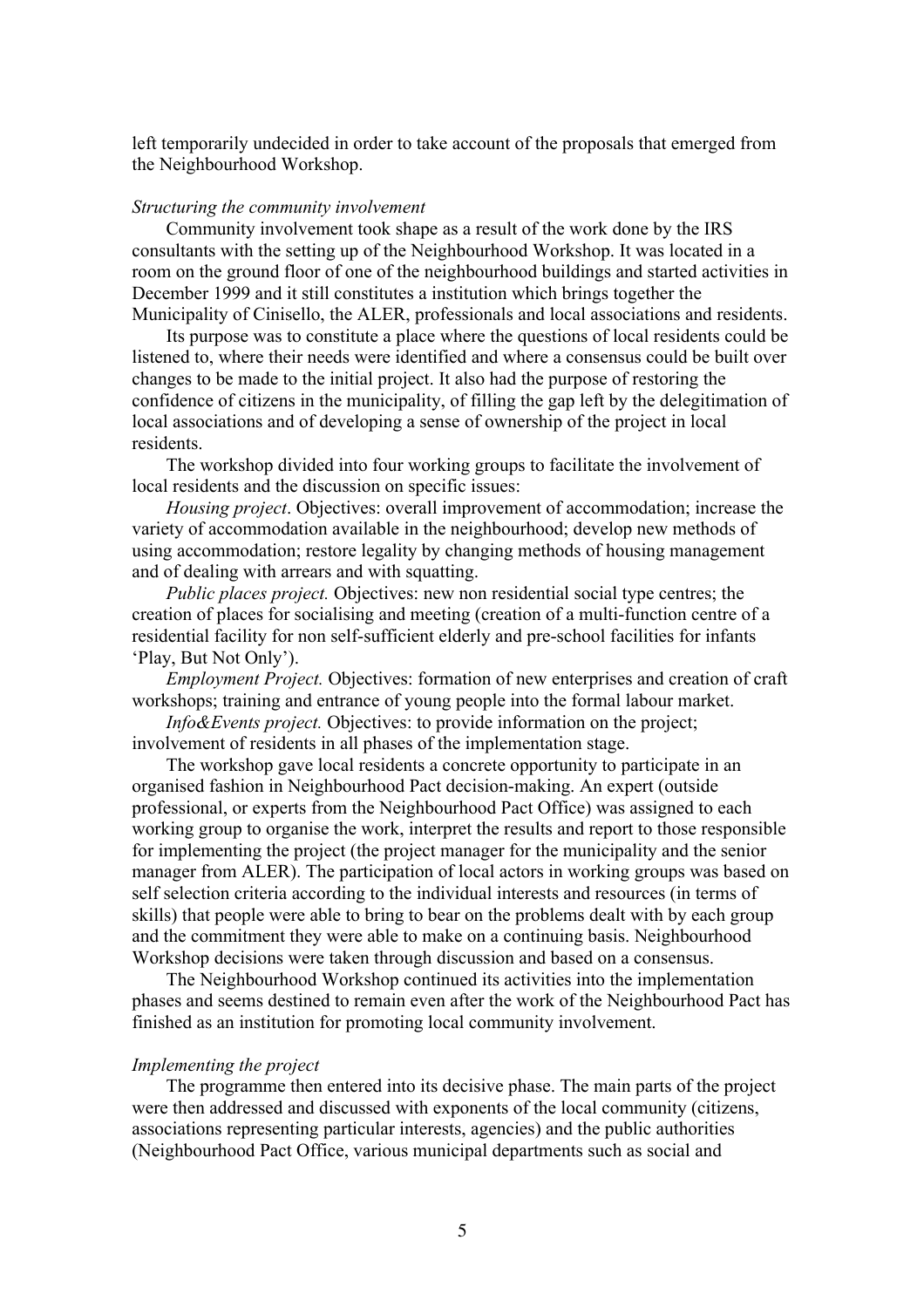left temporarily undecided in order to take account of the proposals that emerged from the Neighbourhood Workshop.

*Structuring the community involvement*

Community involvement took shape as a result of the work done by the IRS consultants with the setting up of the Neighbourhood Workshop. It was located in a room on the ground floor of one of the neighbourhood buildings and started activities in December 1999 and it still constitutes a institution which brings together the Municipality of Cinisello, the ALER, professionals and local associations and residents.

Its purpose was to constitute a place where the questions of local residents could be listened to, where their needs were identified and where a consensus could be built over changes to be made to the initial project. It also had the purpose of restoring the confidence of citizens in the municipality, of filling the gap left by the delegitimation of local associations and of developing a sense of ownership of the project in local residents.

The workshop divided into four working groups to facilitate the involvement of local residents and the discussion on specific issues:

*Housing project*. Objectives: overall improvement of accommodation; increase the variety of accommodation available in the neighbourhood; develop new methods of using accommodation; restore legality by changing methods of housing management and of dealing with arrears and with squatting.

*Public places project.* Objectives: new non residential social type centres; the creation of places for socialising and meeting (creation of a multi-function centre of a residential facility for non self-sufficient elderly and pre-school facilities for infants 'Play, But Not Only').

*Employment Project.* Objectives: formation of new enterprises and creation of craft workshops; training and entrance of young people into the formal labour market.

*Info&Events project.* Objectives: to provide information on the project; involvement of residents in all phases of the implementation stage.

The workshop gave local residents a concrete opportunity to participate in an organised fashion in Neighbourhood Pact decision-making. An expert (outside professional, or experts from the Neighbourhood Pact Office) was assigned to each working group to organise the work, interpret the results and report to those responsible for implementing the project (the project manager for the municipality and the senior manager from ALER). The participation of local actors in working groups was based on self selection criteria according to the individual interests and resources (in terms of skills) that people were able to bring to bear on the problems dealt with by each group and the commitment they were able to make on a continuing basis. Neighbourhood Workshop decisions were taken through discussion and based on a consensus.

The Neighbourhood Workshop continued its activities into the implementation phases and seems destined to remain even after the work of the Neighbourhood Pact has finished as an institution for promoting local community involvement.

*Implementing the project*

The programme then entered into its decisive phase. The main parts of the project were then addressed and discussed with exponents of the local community (citizens, associations representing particular interests, agencies) and the public authorities (Neighbourhood Pact Office, various municipal departments such as social and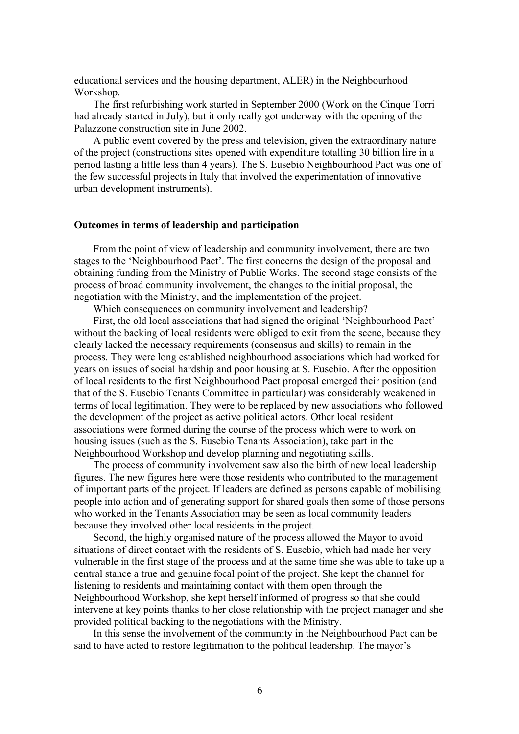educational services and the housing department, ALER) in the Neighbourhood Workshop.

The first refurbishing work started in September 2000 (Work on the Cinque Torri had already started in July), but it only really got underway with the opening of the Palazzone construction site in June 2002.

A public event covered by the press and television, given the extraordinary nature of the project (constructions sites opened with expenditure totalling 30 billion lire in a period lasting a little less than 4 years). The S. Eusebio Neighbourhood Pact was one of the few successful projects in Italy that involved the experimentation of innovative urban development instruments).

### Outcomes in terms of leadership and participation

From the point of view of leadership and community involvement, there are two stages to the 'Neighbourhood Pact'. The first concerns the design of the proposal and obtaining funding from the Ministry of Public Works. The second stage consists of the process of broad community involvement, the changes to the initial proposal, the negotiation with the Ministry, and the implementation of the project.

Which consequences on community involvement and leadership?

First, the old local associations that had signed the original 'Neighbourhood Pact' without the backing of local residents were obliged to exit from the scene, because they clearly lacked the necessary requirements (consensus and skills) to remain in the process. They were long established neighbourhood associations which had worked for years on issues of social hardship and poor housing at S. Eusebio. After the opposition of local residents to the first Neighbourhood Pact proposal emerged their position (and that of the S. Eusebio Tenants Committee in particular) was considerably weakened in terms of local legitimation. They were to be replaced by new associations who followed the development of the project as active political actors. Other local resident associations were formed during the course of the process which were to work on housing issues (such as the S. Eusebio Tenants Association), take part in the Neighbourhood Workshop and develop planning and negotiating skills.

The process of community involvement saw also the birth of new local leadership figures. The new figures here were those residents who contributed to the management of important parts of the project. If leaders are defined as persons capable of mobilising people into action and of generating support for shared goals then some of those persons who worked in the Tenants Association may be seen as local community leaders because they involved other local residents in the project.

Second, the highly organised nature of the process allowed the Mayor to avoid situations of direct contact with the residents of S. Eusebio, which had made her very vulnerable in the first stage of the process and at the same time she was able to take up a central stance a true and genuine focal point of the project. She kept the channel for listening to residents and maintaining contact with them open through the Neighbourhood Workshop, she kept herself informed of progress so that she could intervene at key points thanks to her close relationship with the project manager and she provided political backing to the negotiations with the Ministry.

In this sense the involvement of the community in the Neighbourhood Pact can be said to have acted to restore legitimation to the political leadership. The mayor's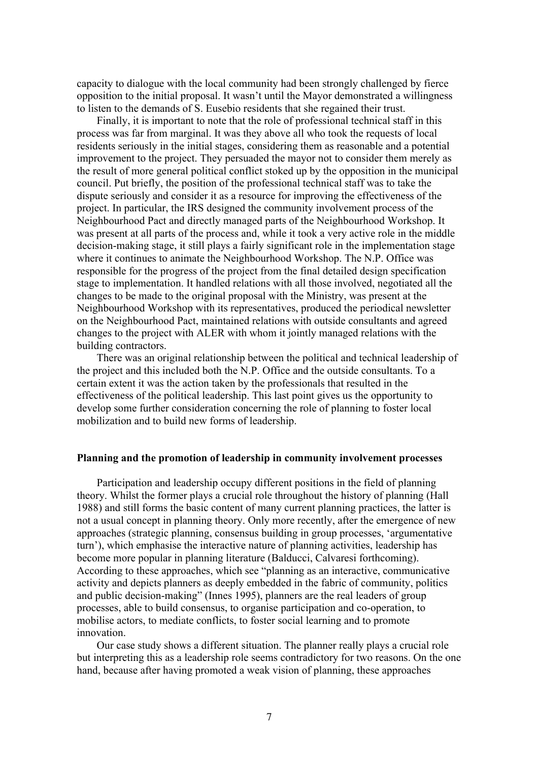capacity to dialogue with the local community had been strongly challenged by fierce opposition to the initial proposal. It wasn't until the Mayor demonstrated a willingness to listen to the demands of S. Eusebio residents that she regained their trust.

Finally, it is important to note that the role of professional technical staff in this process was far from marginal. It was they above all who took the requests of local residents seriously in the initial stages, considering them as reasonable and a potential improvement to the project. They persuaded the mayor not to consider them merely as the result of more general political conflict stoked up by the opposition in the municipal council. Put briefly, the position of the professional technical staff was to take the dispute seriously and consider it as a resource for improving the effectiveness of the project. In particular, the IRS designed the community involvement process of the Neighbourhood Pact and directly managed parts of the Neighbourhood Workshop. It was present at all parts of the process and, while it took a very active role in the middle decision-making stage, it still plays a fairly significant role in the implementation stage where it continues to animate the Neighbourhood Workshop. The N.P. Office was responsible for the progress of the project from the final detailed design specification stage to implementation. It handled relations with all those involved, negotiated all the changes to be made to the original proposal with the Ministry, was present at the Neighbourhood Workshop with its representatives, produced the periodical newsletter on the Neighbourhood Pact, maintained relations with outside consultants and agreed changes to the project with ALER with whom it jointly managed relations with the building contractors.

There was an original relationship between the political and technical leadership of the project and this included both the N.P. Office and the outside consultants. To a certain extent it was the action taken by the professionals that resulted in the effectiveness of the political leadership. This last point gives us the opportunity to develop some further consideration concerning the role of planning to foster local mobilization and to build new forms of leadership.

## Planning and the promotion of leadership in community involvement processes

Participation and leadership occupy different positions in the field of planning theory. Whilst the former plays a crucial role throughout the history of planning (Hall 1988) and still forms the basic content of many current planning practices, the latter is not a usual concept in planning theory. Only more recently, after the emergence of new approaches (strategic planning, consensus building in group processes, 'argumentative turn'), which emphasise the interactive nature of planning activities, leadership has become more popular in planning literature (Balducci, Calvaresi forthcoming). According to these approaches, which see "planning as an interactive, communicative activity and depicts planners as deeply embedded in the fabric of community, politics and public decision-making" (Innes 1995), planners are the real leaders of group processes, able to build consensus, to organise participation and co-operation, to mobilise actors, to mediate conflicts, to foster social learning and to promote innovation.

Our case study shows a different situation. The planner really plays a crucial role but interpreting this as a leadership role seems contradictory for two reasons. On the one hand, because after having promoted a weak vision of planning, these approaches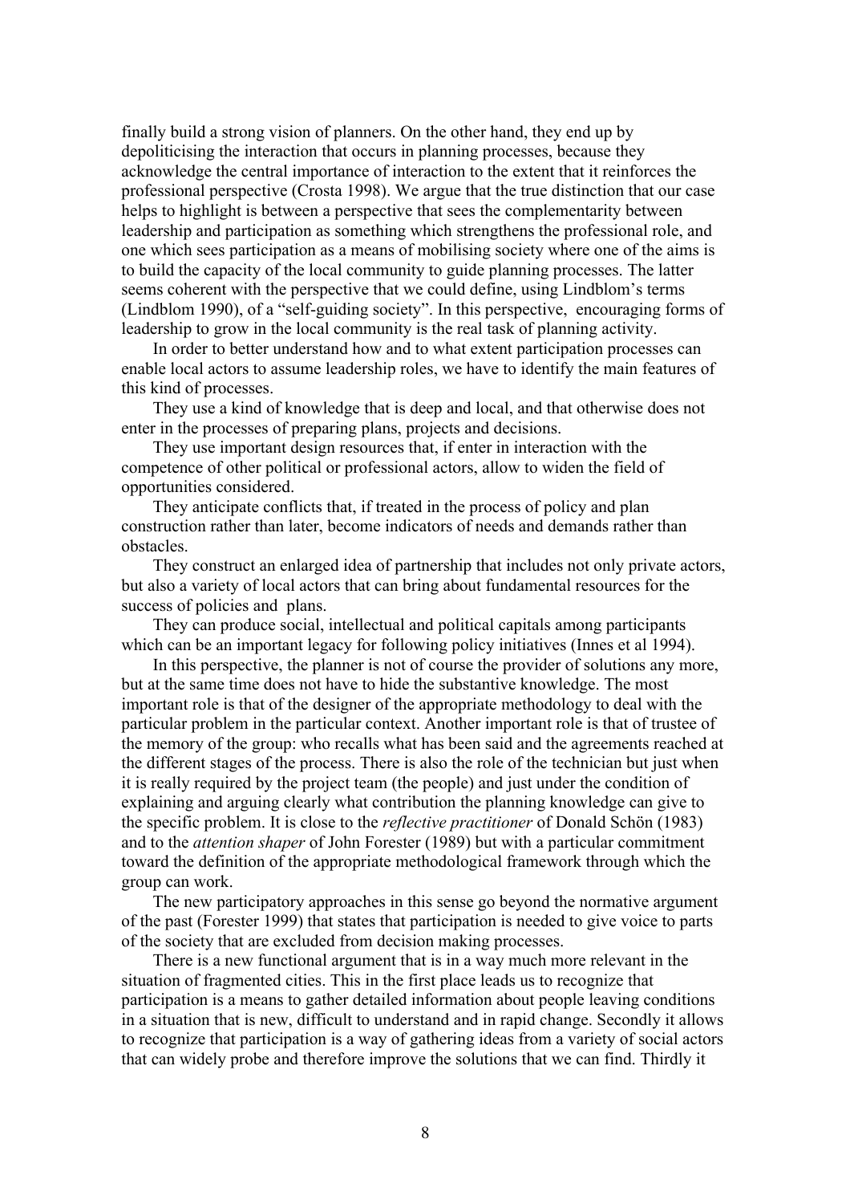finally build a strong vision of planners. On the other hand, they end up by depoliticising the interaction that occurs in planning processes, because they acknowledge the central importance of interaction to the extent that it reinforces the professional perspective (Crosta 1998). We argue that the true distinction that our case helps to highlight is between a perspective that sees the complementarity between leadership and participation as something which strengthens the professional role, and one which sees participation as a means of mobilising society where one of the aims is to build the capacity of the local community to guide planning processes. The latter seems coherent with the perspective that we could define, using Lindblom's terms (Lindblom 1990), of a "self-guiding society". In this perspective, encouraging forms of leadership to grow in the local community is the real task of planning activity.

In order to better understand how and to what extent participation processes can enable local actors to assume leadership roles, we have to identify the main features of this kind of processes.

They use a kind of knowledge that is deep and local, and that otherwise does not enter in the processes of preparing plans, projects and decisions.

They use important design resources that, if enter in interaction with the competence of other political or professional actors, allow to widen the field of opportunities considered.

They anticipate conflicts that, if treated in the process of policy and plan construction rather than later, become indicators of needs and demands rather than obstacles.

They construct an enlarged idea of partnership that includes not only private actors, but also a variety of local actors that can bring about fundamental resources for the success of policies and plans.

They can produce social, intellectual and political capitals among participants which can be an important legacy for following policy initiatives (Innes et al 1994).

In this perspective, the planner is not of course the provider of solutions any more, but at the same time does not have to hide the substantive knowledge. The most important role is that of the designer of the appropriate methodology to deal with the particular problem in the particular context. Another important role is that of trustee of the memory of the group: who recalls what has been said and the agreements reached at the different stages of the process. There is also the role of the technician but just when it is really required by the project team (the people) and just under the condition of explaining and arguing clearly what contribution the planning knowledge can give to the specific problem. It is close to the *reflective practitioner* of Donald Schön (1983) and to the *attention shaper* of John Forester (1989) but with a particular commitment toward the definition of the appropriate methodological framework through which the group can work.

The new participatory approaches in this sense go beyond the normative argument of the past (Forester 1999) that states that participation is needed to give voice to parts of the society that are excluded from decision making processes.

There is a new functional argument that is in a way much more relevant in the situation of fragmented cities. This in the first place leads us to recognize that participation is a means to gather detailed information about people leaving conditions in a situation that is new, difficult to understand and in rapid change. Secondly it allows to recognize that participation is a way of gathering ideas from a variety of social actors that can widely probe and therefore improve the solutions that we can find. Thirdly it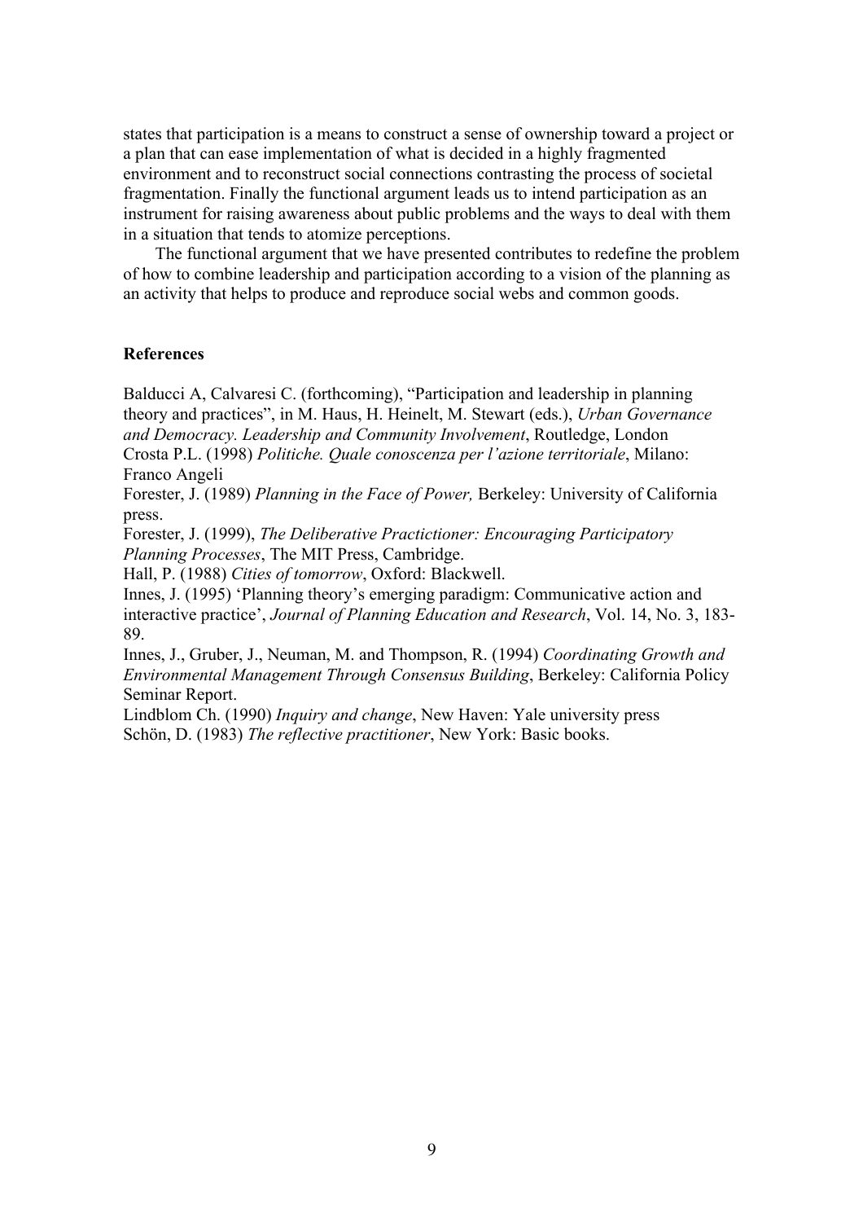states that participation is a means to construct a sense of ownership toward a project or a plan that can ease implementation of what is decided in a highly fragmented environment and to reconstruct social connections contrasting the process of societal fragmentation. Finally the functional argument leads us to intend participation as an instrument for raising awareness about public problems and the ways to deal with them in a situation that tends to atomize perceptions.

The functional argument that we have presented contributes to redefine the problem of how to combine leadership and participation according to a vision of the planning as an activity that helps to produce and reproduce social webs and common goods.

## References

Balducci A, Calvaresi C. (forthcoming), "Participation and leadership in planning theory and practices", in M. Haus, H. Heinelt, M. Stewart (eds.), *Urban Governance and Democracy. Leadership and Community Involvement*, Routledge, London

Crosta P.L. (1998) *Politiche. Quale conoscenza per l'azione territoriale*, Milano: Franco Angeli

Forester, J. (1989) *Planning in the Face of Power,* Berkeley: University of California press.

Forester, J. (1999), *The Deliberative Practictioner: Encouraging Participatory Planning Processes*, The MIT Press, Cambridge.

Hall, P. (1988) *Cities of tomorrow*, Oxford: Blackwell.

Innes, J. (1995) 'Planning theory's emerging paradigm: Communicative action and interactive practice', *Journal of Planning Education and Research*, Vol. 14, No. 3, 183-89.

Innes, J., Gruber, J., Neuman, M. and Thompson, R. (1994) *Coordinating Growth and Environmental Management Through Consensus Building*, Berkeley: California Policy Seminar Report.

Lindblom Ch. (1990) *Inquiry and change*, New Haven: Yale university press

Schön, D. (1983) *The reflective practitioner*, New York: Basic books.